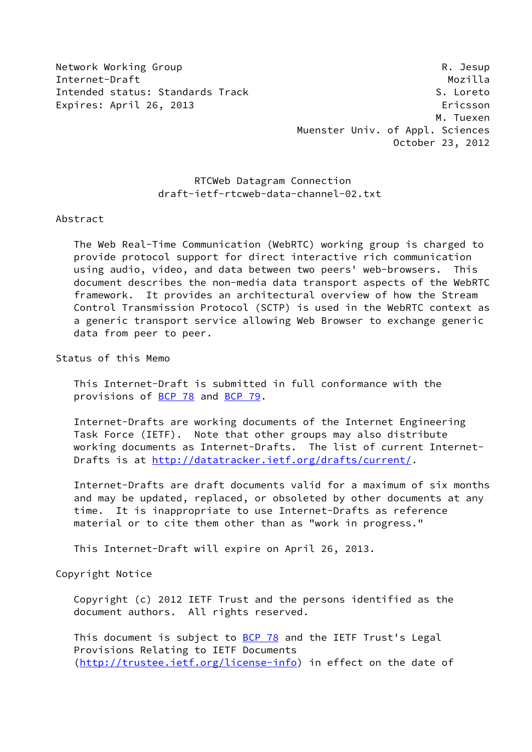Network Working Group R. Jesup
Internet-Draft Mozilla
Intended status: Standards Track S. Loreto
Expires: April 26, 2013 Ericsson
M. Tuexen
Muenster Univ. of Appl. Sciences
October 23, 2012

# RTCWeb Datagram Connection
draft-ietf-rtcweb-data-channel-02.txt

## Abstract

The Web Real-Time Communication (WebRTC) working group is charged to provide protocol support for direct interactive rich communication using audio, video, and data between two peers' web-browsers. This document describes the non-media data transport aspects of the WebRTC framework. It provides an architectural overview of how the Stream Control Transmission Protocol (SCTP) is used in the WebRTC context as a generic transport service allowing Web Browser to exchange generic data from peer to peer.

## Status of this Memo

This Internet-Draft is submitted in full conformance with the provisions of BCP 78 and BCP 79.

Internet-Drafts are working documents of the Internet Engineering Task Force (IETF). Note that other groups may also distribute working documents as Internet-Drafts. The list of current Internet-Drafts is at http://datatracker.ietf.org/drafts/current/.

Internet-Drafts are draft documents valid for a maximum of six months and may be updated, replaced, or obsoleted by other documents at any time. It is inappropriate to use Internet-Drafts as reference material or to cite them other than as "work in progress."

This Internet-Draft will expire on April 26, 2013.

## Copyright Notice

Copyright (c) 2012 IETF Trust and the persons identified as the document authors. All rights reserved.

This document is subject to BCP 78 and the IETF Trust's Legal Provisions Relating to IETF Documents (http://trustee.ietf.org/license-info) in effect on the date of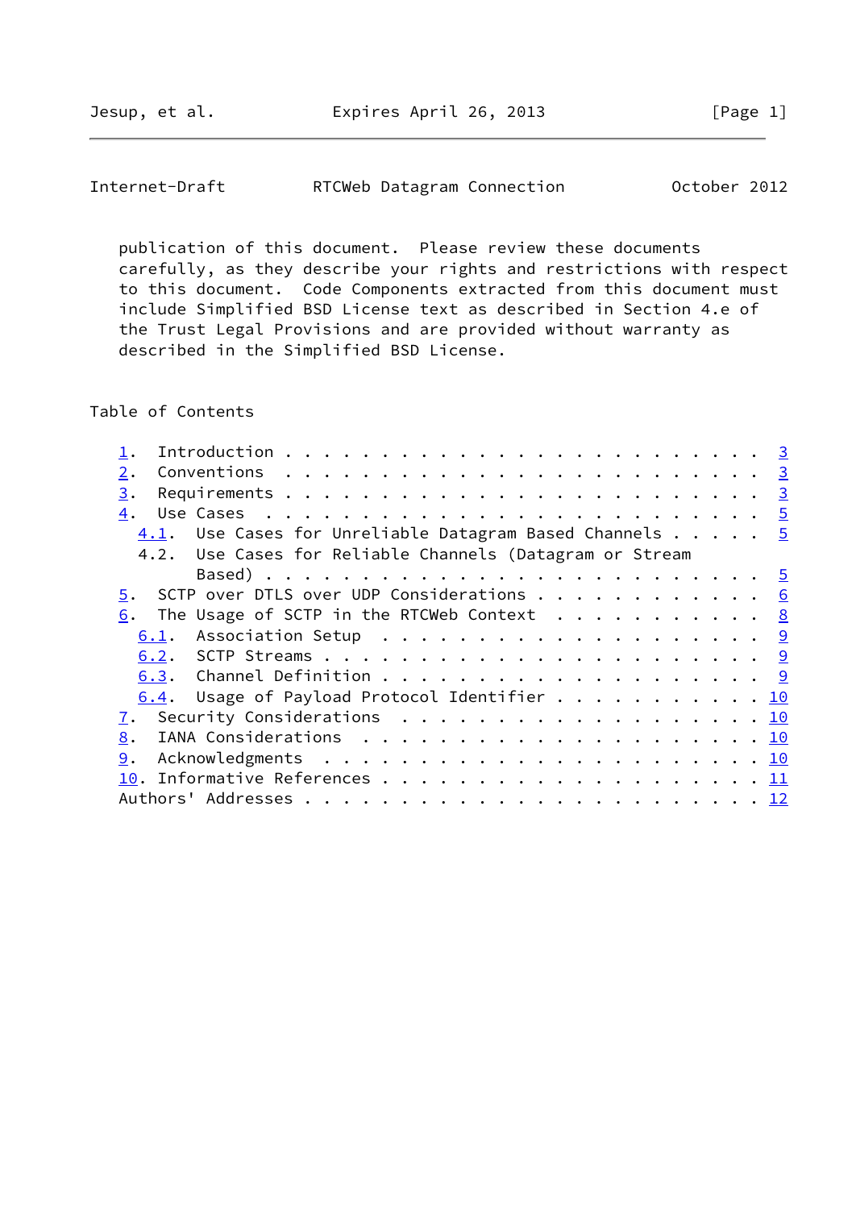publication of this document. Please review these documents carefully, as they describe your rights and restrictions with respect to this document. Code Components extracted from this document must include Simplified BSD License text as described in Section 4.e of the Trust Legal Provisions and are provided without warranty as described in the Simplified BSD License.

## Table of Contents

```
   1.  Introduction . . . . . . . . . . . . . . . . . . . . . . . .   3
   2.  Conventions  . . . . . . . . . . . . . . . . . . . . . . . .   3
   3.  Requirements . . . . . . . . . . . . . . . . . . . . . . . .   3
   4.  Use Cases  . . . . . . . . . . . . . . . . . . . . . . . . .   5
     4.1.  Use Cases for Unreliable Datagram Based Channels . . . . .   5
     4.2.  Use Cases for Reliable Channels (Datagram or Stream
           Based) . . . . . . . . . . . . . . . . . . . . . . . . .   5
   5.  SCTP over DTLS over UDP Considerations . . . . . . . . . . .   6
   6.  The Usage of SCTP in the RTCWeb Context  . . . . . . . . . .   8
     6.1.  Association Setup  . . . . . . . . . . . . . . . . . . .   9
     6.2.  SCTP Streams . . . . . . . . . . . . . . . . . . . . . .   9
     6.3.  Channel Definition . . . . . . . . . . . . . . . . . . .   9
     6.4.  Usage of Payload Protocol Identifier . . . . . . . . . .  10
   7.  Security Considerations  . . . . . . . . . . . . . . . . . .  10
   8.  IANA Considerations  . . . . . . . . . . . . . . . . . . . .  10
   9.  Acknowledgments  . . . . . . . . . . . . . . . . . . . . . .  10
   10. Informative References . . . . . . . . . . . . . . . . . . .  11
   Authors' Addresses . . . . . . . . . . . . . . . . . . . . . . .  12
```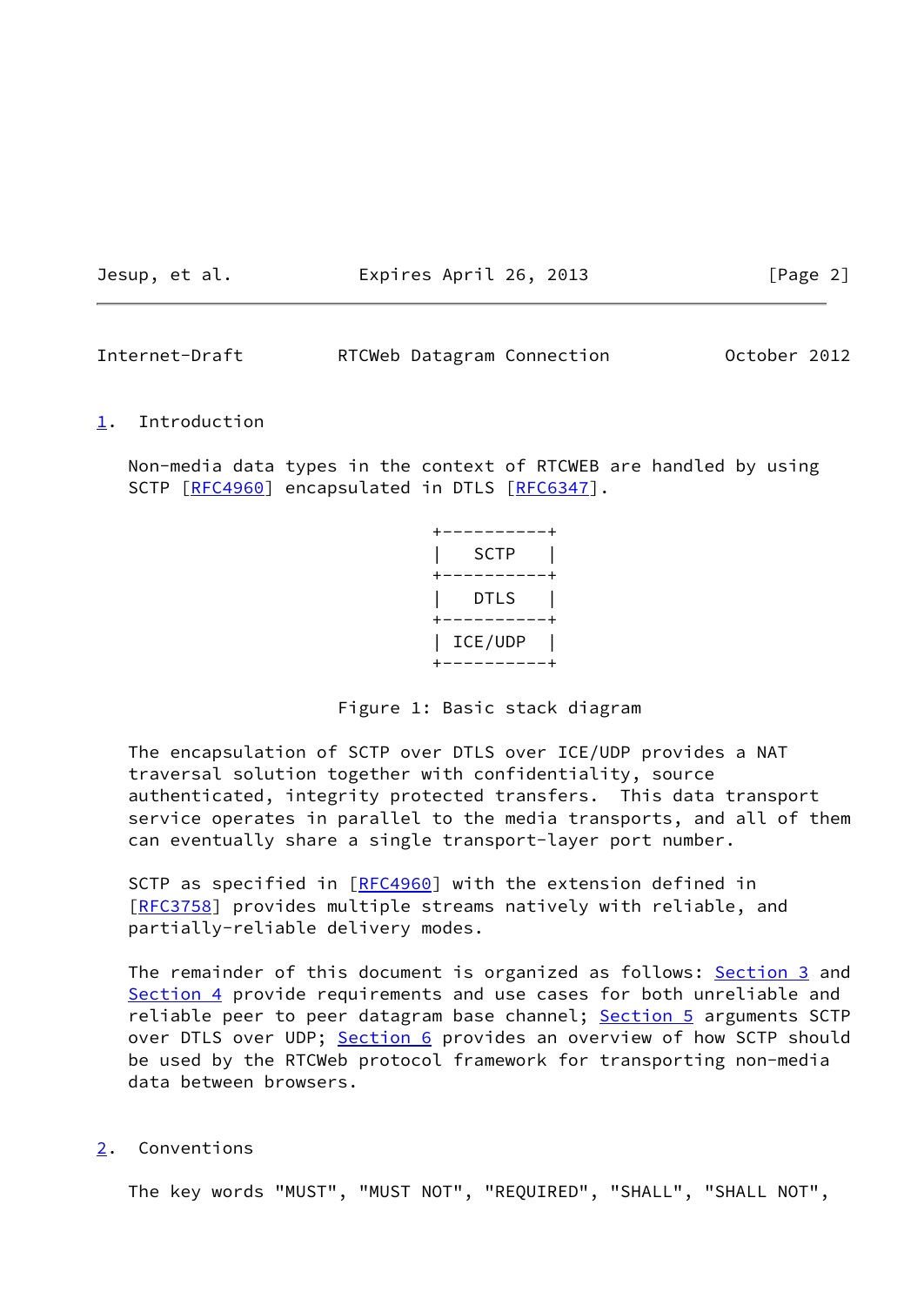## 1. Introduction

Non-media data types in the context of RTCWEB are handled by using SCTP [RFC4960] encapsulated in DTLS [RFC6347].

```
+----------+
|   SCTP   |
+----------+
|   DTLS   |
+----------+
| ICE/UDP  |
+----------+
```

Figure 1: Basic stack diagram

The encapsulation of SCTP over DTLS over ICE/UDP provides a NAT traversal solution together with confidentiality, source authenticated, integrity protected transfers. This data transport service operates in parallel to the media transports, and all of them can eventually share a single transport-layer port number.

SCTP as specified in [RFC4960] with the extension defined in [RFC3758] provides multiple streams natively with reliable, and partially-reliable delivery modes.

The remainder of this document is organized as follows: Section 3 and Section 4 provide requirements and use cases for both unreliable and reliable peer to peer datagram base channel; Section 5 arguments SCTP over DTLS over UDP; Section 6 provides an overview of how SCTP should be used by the RTCWeb protocol framework for transporting non-media data between browsers.

## 2. Conventions

The key words "MUST", "MUST NOT", "REQUIRED", "SHALL", "SHALL NOT",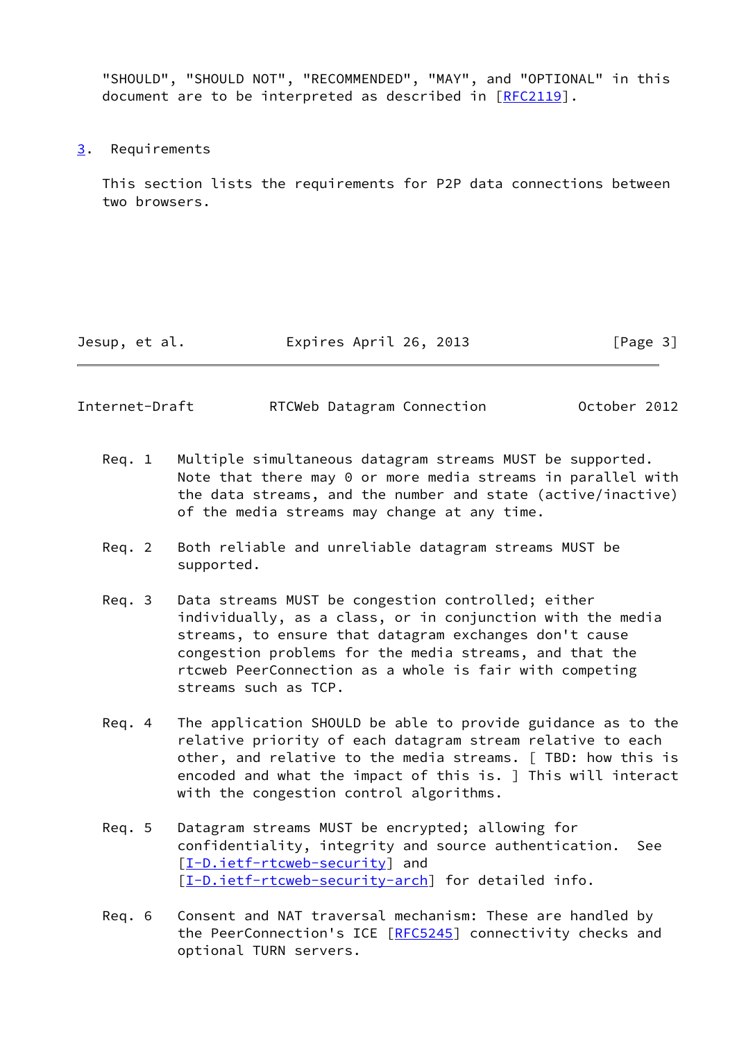"SHOULD", "SHOULD NOT", "RECOMMENDED", "MAY", and "OPTIONAL" in this document are to be interpreted as described in [RFC2119].

## 3. Requirements

This section lists the requirements for P2P data connections between two browsers.

Req. 1 Multiple simultaneous datagram streams MUST be supported. Note that there may 0 or more media streams in parallel with the data streams, and the number and state (active/inactive) of the media streams may change at any time.

Req. 2 Both reliable and unreliable datagram streams MUST be supported.

Req. 3 Data streams MUST be congestion controlled; either individually, as a class, or in conjunction with the media streams, to ensure that datagram exchanges don't cause congestion problems for the media streams, and that the rtcweb PeerConnection as a whole is fair with competing streams such as TCP.

Req. 4 The application SHOULD be able to provide guidance as to the relative priority of each datagram stream relative to each other, and relative to the media streams. [ TBD: how this is encoded and what the impact of this is. ] This will interact with the congestion control algorithms.

Req. 5 Datagram streams MUST be encrypted; allowing for confidentiality, integrity and source authentication. See [I-D.ietf-rtcweb-security] and [I-D.ietf-rtcweb-security-arch] for detailed info.

Req. 6 Consent and NAT traversal mechanism: These are handled by the PeerConnection's ICE [RFC5245] connectivity checks and optional TURN servers.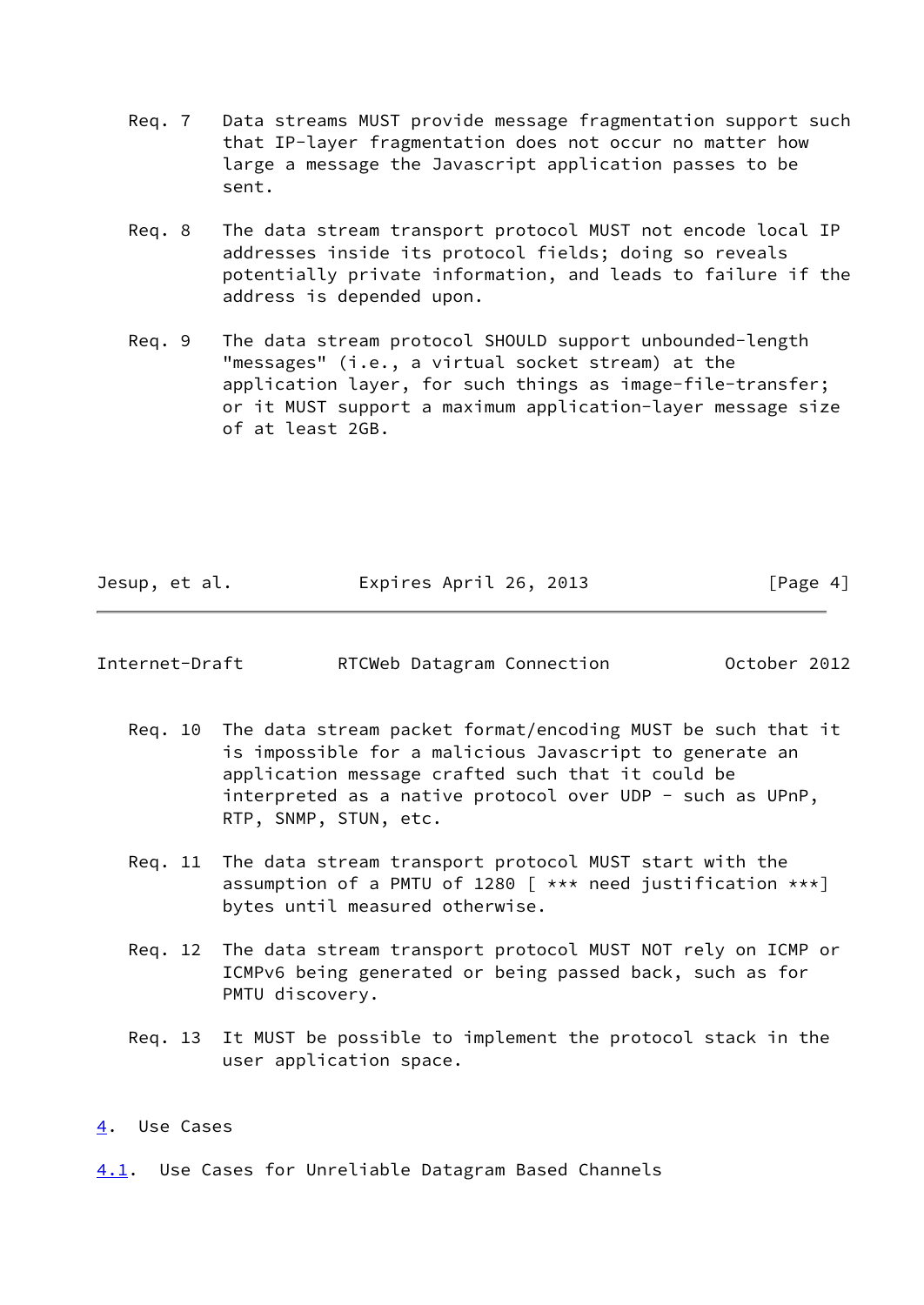Req. 7   Data streams MUST provide message fragmentation support such that IP-layer fragmentation does not occur no matter how large a message the Javascript application passes to be sent.

Req. 8   The data stream transport protocol MUST not encode local IP addresses inside its protocol fields; doing so reveals potentially private information, and leads to failure if the address is depended upon.

Req. 9   The data stream protocol SHOULD support unbounded-length "messages" (i.e., a virtual socket stream) at the application layer, for such things as image-file-transfer; or it MUST support a maximum application-layer message size of at least 2GB.

Req. 10  The data stream packet format/encoding MUST be such that it is impossible for a malicious Javascript to generate an application message crafted such that it could be interpreted as a native protocol over UDP - such as UPnP, RTP, SNMP, STUN, etc.

Req. 11  The data stream transport protocol MUST start with the assumption of a PMTU of 1280 [ *** need justification ***] bytes until measured otherwise.

Req. 12  The data stream transport protocol MUST NOT rely on ICMP or ICMPv6 being generated or being passed back, such as for PMTU discovery.

Req. 13  It MUST be possible to implement the protocol stack in the user application space.

## 4. Use Cases

### 4.1. Use Cases for Unreliable Datagram Based Channels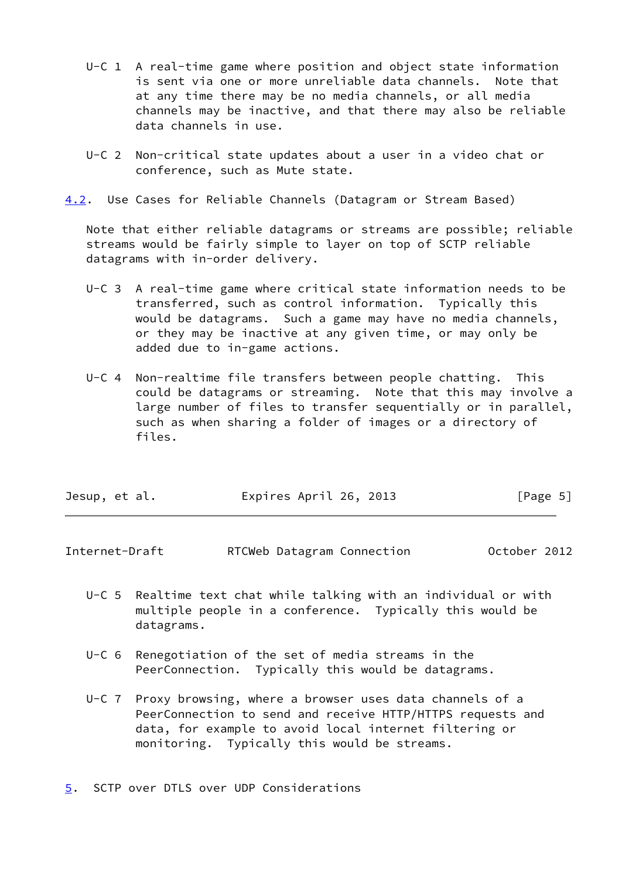U-C 1 A real-time game where position and object state information is sent via one or more unreliable data channels. Note that at any time there may be no media channels, or all media channels may be inactive, and that there may also be reliable data channels in use.

U-C 2 Non-critical state updates about a user in a video chat or conference, such as Mute state.

### 4.2. Use Cases for Reliable Channels (Datagram or Stream Based)

Note that either reliable datagrams or streams are possible; reliable streams would be fairly simple to layer on top of SCTP reliable datagrams with in-order delivery.

U-C 3 A real-time game where critical state information needs to be transferred, such as control information. Typically this would be datagrams. Such a game may have no media channels, or they may be inactive at any given time, or may only be added due to in-game actions.

U-C 4 Non-realtime file transfers between people chatting. This could be datagrams or streaming. Note that this may involve a large number of files to transfer sequentially or in parallel, such as when sharing a folder of images or a directory of files.

U-C 5 Realtime text chat while talking with an individual or with multiple people in a conference. Typically this would be datagrams.

U-C 6 Renegotiation of the set of media streams in the PeerConnection. Typically this would be datagrams.

U-C 7 Proxy browsing, where a browser uses data channels of a PeerConnection to send and receive HTTP/HTTPS requests and data, for example to avoid local internet filtering or monitoring. Typically this would be streams.

## 5. SCTP over DTLS over UDP Considerations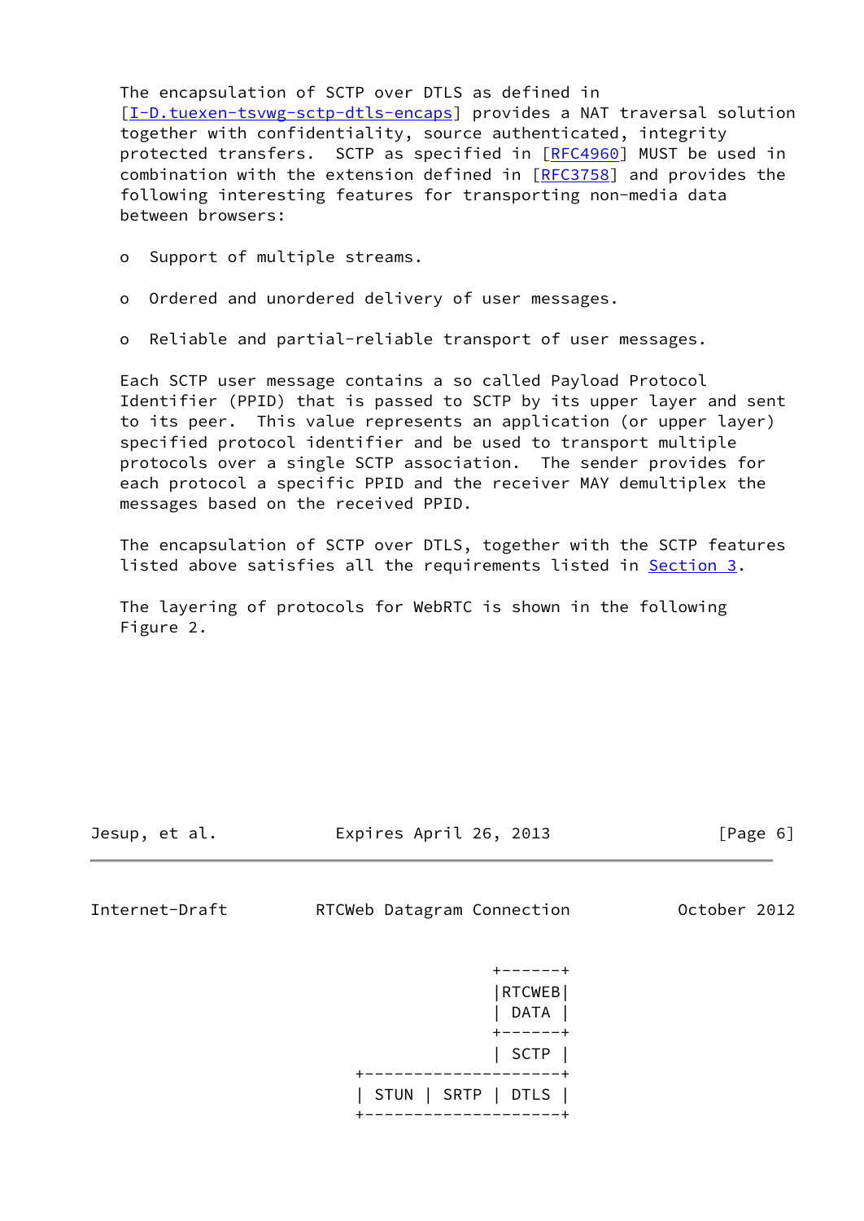The encapsulation of SCTP over DTLS as defined in [I-D.tuexen-tsvwg-sctp-dtls-encaps] provides a NAT traversal solution together with confidentiality, source authenticated, integrity protected transfers. SCTP as specified in [RFC4960] MUST be used in combination with the extension defined in [RFC3758] and provides the following interesting features for transporting non-media data between browsers:

- Support of multiple streams.
- Ordered and unordered delivery of user messages.
- Reliable and partial-reliable transport of user messages.

Each SCTP user message contains a so called Payload Protocol Identifier (PPID) that is passed to SCTP by its upper layer and sent to its peer. This value represents an application (or upper layer) specified protocol identifier and be used to transport multiple protocols over a single SCTP association. The sender provides for each protocol a specific PPID and the receiver MAY demultiplex the messages based on the received PPID.

The encapsulation of SCTP over DTLS, together with the SCTP features listed above satisfies all the requirements listed in Section 3.

The layering of protocols for WebRTC is shown in the following Figure 2.

```
                                +------+
                                |RTCWEB|
                                | DATA |
                                +------+
                                | SCTP |
                  +--------------------+
                  | STUN | SRTP | DTLS |
                  +--------------------+
```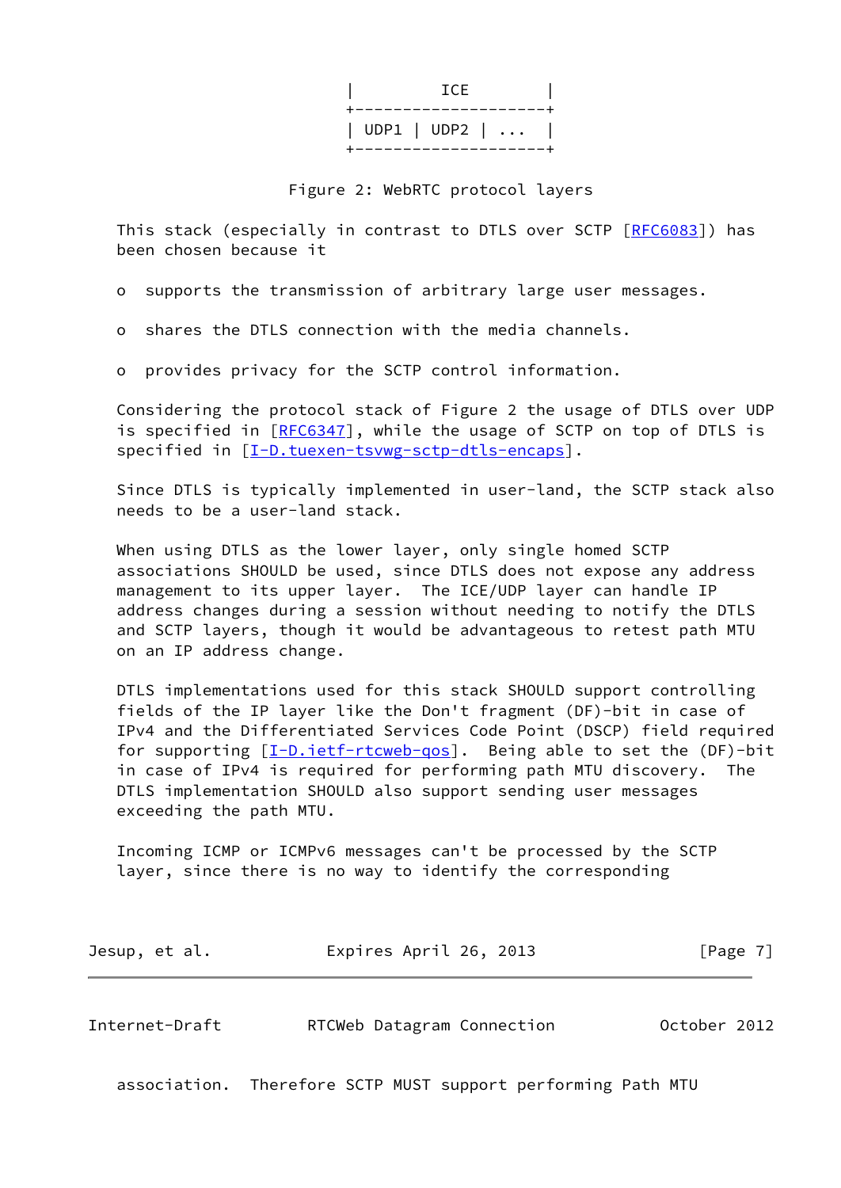```
|         ICE         |
+--------------------+
| UDP1 | UDP2 | ...  |
+--------------------+
```

Figure 2: WebRTC protocol layers

This stack (especially in contrast to DTLS over SCTP [RFC6083]) has been chosen because it

- supports the transmission of arbitrary large user messages.
- shares the DTLS connection with the media channels.
- provides privacy for the SCTP control information.

Considering the protocol stack of Figure 2 the usage of DTLS over UDP is specified in [RFC6347], while the usage of SCTP on top of DTLS is specified in [I-D.tuexen-tsvwg-sctp-dtls-encaps].

Since DTLS is typically implemented in user-land, the SCTP stack also needs to be a user-land stack.

When using DTLS as the lower layer, only single homed SCTP associations SHOULD be used, since DTLS does not expose any address management to its upper layer. The ICE/UDP layer can handle IP address changes during a session without needing to notify the DTLS and SCTP layers, though it would be advantageous to retest path MTU on an IP address change.

DTLS implementations used for this stack SHOULD support controlling fields of the IP layer like the Don't fragment (DF)-bit in case of IPv4 and the Differentiated Services Code Point (DSCP) field required for supporting [I-D.ietf-rtcweb-qos]. Being able to set the (DF)-bit in case of IPv4 is required for performing path MTU discovery. The DTLS implementation SHOULD also support sending user messages exceeding the path MTU.

Incoming ICMP or ICMPv6 messages can't be processed by the SCTP layer, since there is no way to identify the corresponding association. Therefore SCTP MUST support performing Path MTU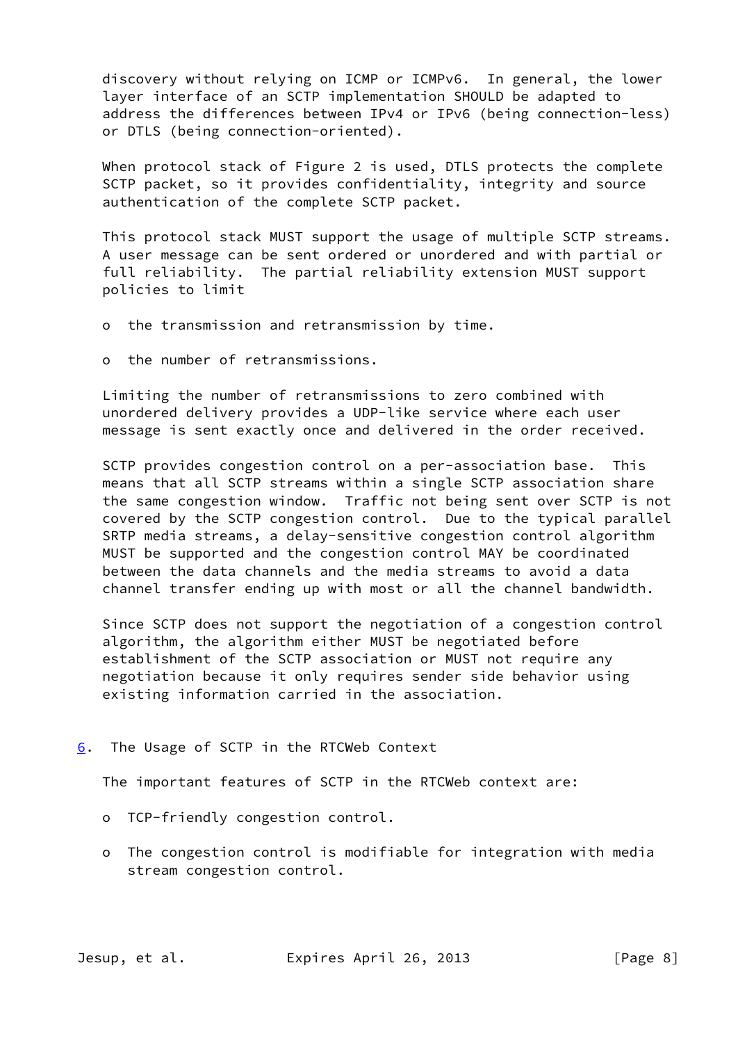discovery without relying on ICMP or ICMPv6. In general, the lower layer interface of an SCTP implementation SHOULD be adapted to address the differences between IPv4 or IPv6 (being connection-less) or DTLS (being connection-oriented).

When protocol stack of Figure 2 is used, DTLS protects the complete SCTP packet, so it provides confidentiality, integrity and source authentication of the complete SCTP packet.

This protocol stack MUST support the usage of multiple SCTP streams. A user message can be sent ordered or unordered and with partial or full reliability. The partial reliability extension MUST support policies to limit

- the transmission and retransmission by time.
- the number of retransmissions.

Limiting the number of retransmissions to zero combined with unordered delivery provides a UDP-like service where each user message is sent exactly once and delivered in the order received.

SCTP provides congestion control on a per-association base. This means that all SCTP streams within a single SCTP association share the same congestion window. Traffic not being sent over SCTP is not covered by the SCTP congestion control. Due to the typical parallel SRTP media streams, a delay-sensitive congestion control algorithm MUST be supported and the congestion control MAY be coordinated between the data channels and the media streams to avoid a data channel transfer ending up with most or all the channel bandwidth.

Since SCTP does not support the negotiation of a congestion control algorithm, the algorithm either MUST be negotiated before establishment of the SCTP association or MUST not require any negotiation because it only requires sender side behavior using existing information carried in the association.

## 6. The Usage of SCTP in the RTCWeb Context

The important features of SCTP in the RTCWeb context are:

- TCP-friendly congestion control.
- The congestion control is modifiable for integration with media stream congestion control.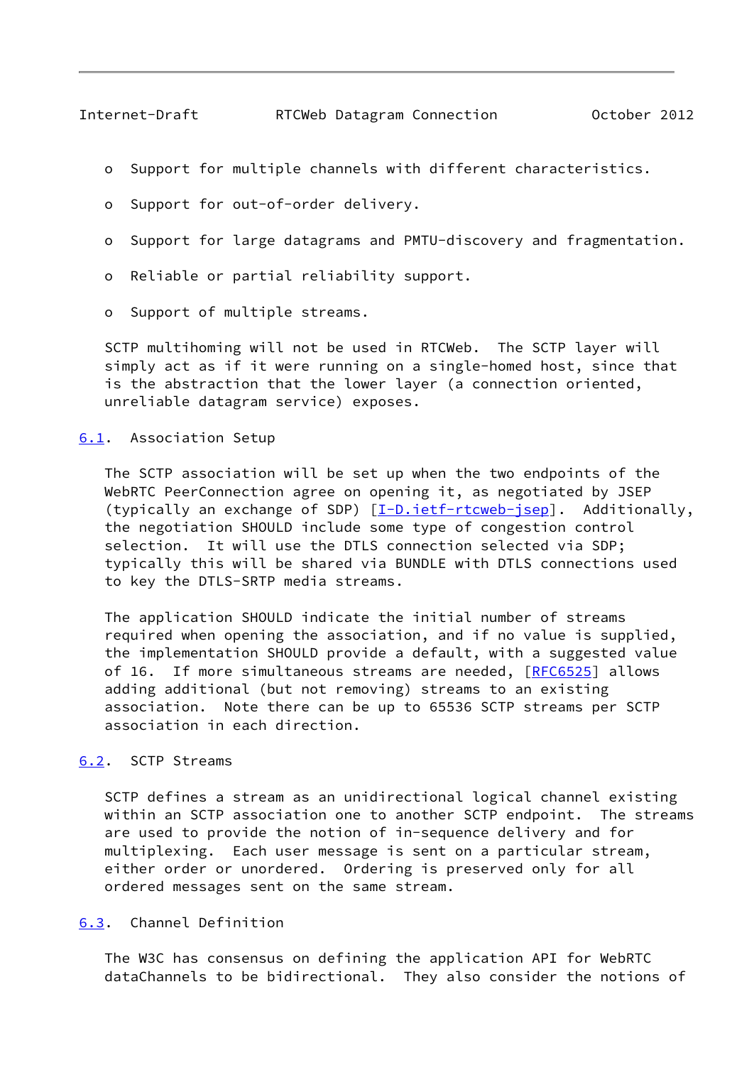- Support for multiple channels with different characteristics.
- Support for out-of-order delivery.
- Support for large datagrams and PMTU-discovery and fragmentation.
- Reliable or partial reliability support.
- Support of multiple streams.

SCTP multihoming will not be used in RTCWeb. The SCTP layer will simply act as if it were running on a single-homed host, since that is the abstraction that the lower layer (a connection oriented, unreliable datagram service) exposes.

## 6.1. Association Setup

The SCTP association will be set up when the two endpoints of the WebRTC PeerConnection agree on opening it, as negotiated by JSEP (typically an exchange of SDP) [I-D.ietf-rtcweb-jsep]. Additionally, the negotiation SHOULD include some type of congestion control selection. It will use the DTLS connection selected via SDP; typically this will be shared via BUNDLE with DTLS connections used to key the DTLS-SRTP media streams.

The application SHOULD indicate the initial number of streams required when opening the association, and if no value is supplied, the implementation SHOULD provide a default, with a suggested value of 16. If more simultaneous streams are needed, [RFC6525] allows adding additional (but not removing) streams to an existing association. Note there can be up to 65536 SCTP streams per SCTP association in each direction.

## 6.2. SCTP Streams

SCTP defines a stream as an unidirectional logical channel existing within an SCTP association one to another SCTP endpoint. The streams are used to provide the notion of in-sequence delivery and for multiplexing. Each user message is sent on a particular stream, either order or unordered. Ordering is preserved only for all ordered messages sent on the same stream.

## 6.3. Channel Definition

The W3C has consensus on defining the application API for WebRTC dataChannels to be bidirectional. They also consider the notions of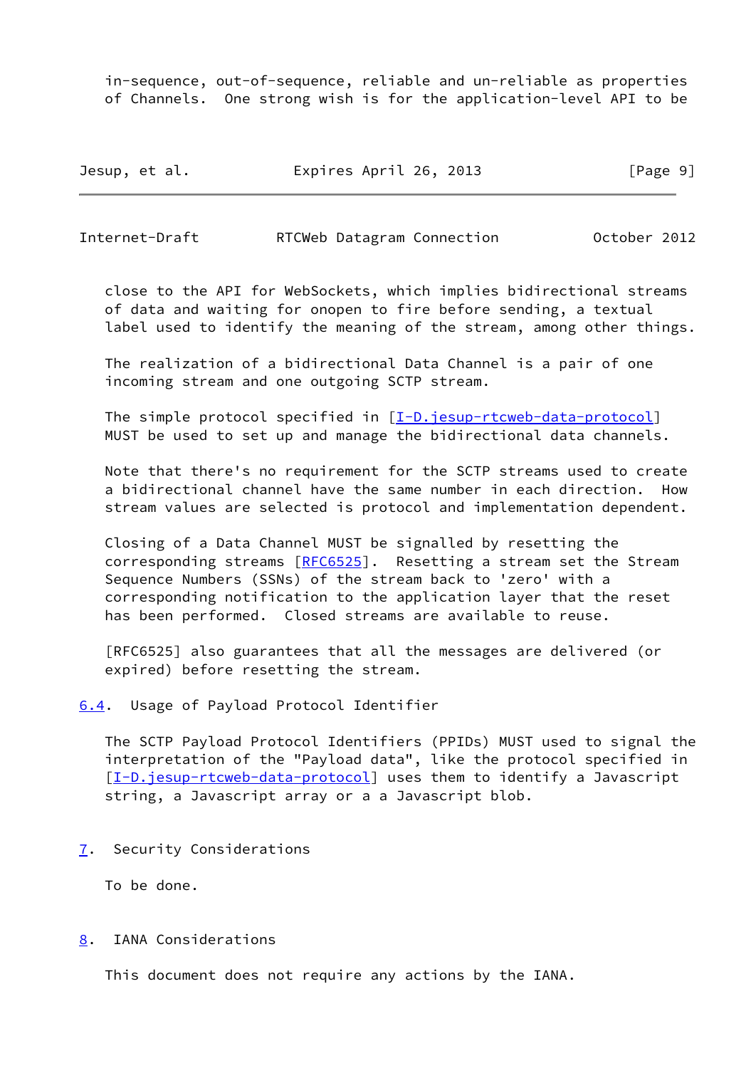in-sequence, out-of-sequence, reliable and un-reliable as properties of Channels.  One strong wish is for the application-level API to be close to the API for WebSockets, which implies bidirectional streams of data and waiting for onopen to fire before sending, a textual label used to identify the meaning of the stream, among other things.

The realization of a bidirectional Data Channel is a pair of one incoming stream and one outgoing SCTP stream.

The simple protocol specified in [I-D.jesup-rtcweb-data-protocol] MUST be used to set up and manage the bidirectional data channels.

Note that there's no requirement for the SCTP streams used to create a bidirectional channel have the same number in each direction.  How stream values are selected is protocol and implementation dependent.

Closing of a Data Channel MUST be signalled by resetting the corresponding streams [RFC6525].  Resetting a stream set the Stream Sequence Numbers (SSNs) of the stream back to 'zero' with a corresponding notification to the application layer that the reset has been performed.  Closed streams are available to reuse.

[RFC6525] also guarantees that all the messages are delivered (or expired) before resetting the stream.

### 6.4.  Usage of Payload Protocol Identifier

The SCTP Payload Protocol Identifiers (PPIDs) MUST used to signal the interpretation of the "Payload data", like the protocol specified in [I-D.jesup-rtcweb-data-protocol] uses them to identify a Javascript string, a Javascript array or a a Javascript blob.

## 7.  Security Considerations

To be done.

## 8.  IANA Considerations

This document does not require any actions by the IANA.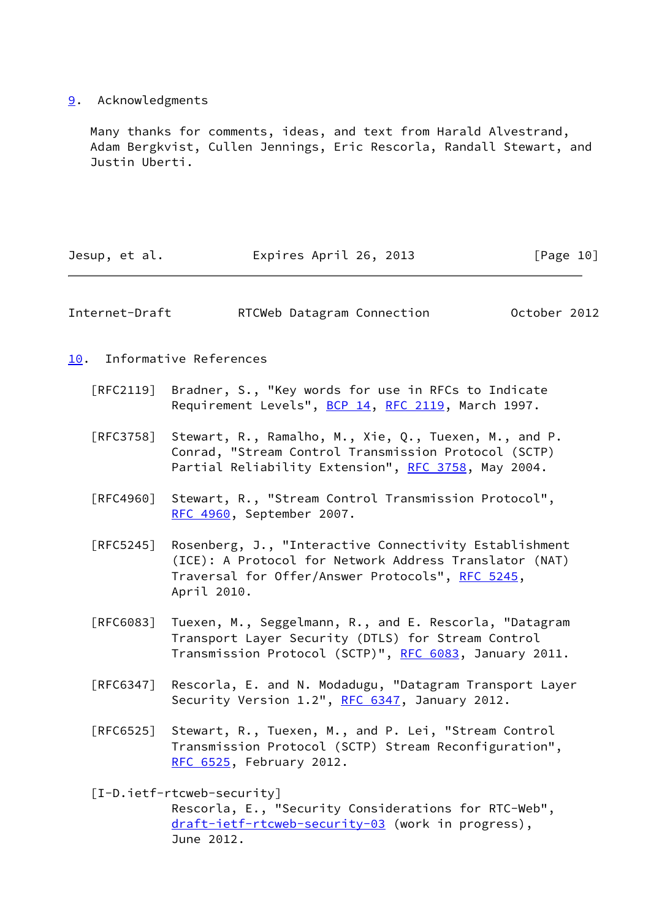## 9. Acknowledgments

Many thanks for comments, ideas, and text from Harald Alvestrand, Adam Bergkvist, Cullen Jennings, Eric Rescorla, Randall Stewart, and Justin Uberti.

## 10. Informative References

[RFC2119] Bradner, S., "Key words for use in RFCs to Indicate Requirement Levels", BCP 14, RFC 2119, March 1997.

[RFC3758] Stewart, R., Ramalho, M., Xie, Q., Tuexen, M., and P. Conrad, "Stream Control Transmission Protocol (SCTP) Partial Reliability Extension", RFC 3758, May 2004.

[RFC4960] Stewart, R., "Stream Control Transmission Protocol", RFC 4960, September 2007.

[RFC5245] Rosenberg, J., "Interactive Connectivity Establishment (ICE): A Protocol for Network Address Translator (NAT) Traversal for Offer/Answer Protocols", RFC 5245, April 2010.

[RFC6083] Tuexen, M., Seggelmann, R., and E. Rescorla, "Datagram Transport Layer Security (DTLS) for Stream Control Transmission Protocol (SCTP)", RFC 6083, January 2011.

[RFC6347] Rescorla, E. and N. Modadugu, "Datagram Transport Layer Security Version 1.2", RFC 6347, January 2012.

[RFC6525] Stewart, R., Tuexen, M., and P. Lei, "Stream Control Transmission Protocol (SCTP) Stream Reconfiguration", RFC 6525, February 2012.

[I-D.ietf-rtcweb-security] Rescorla, E., "Security Considerations for RTC-Web", draft-ietf-rtcweb-security-03 (work in progress), June 2012.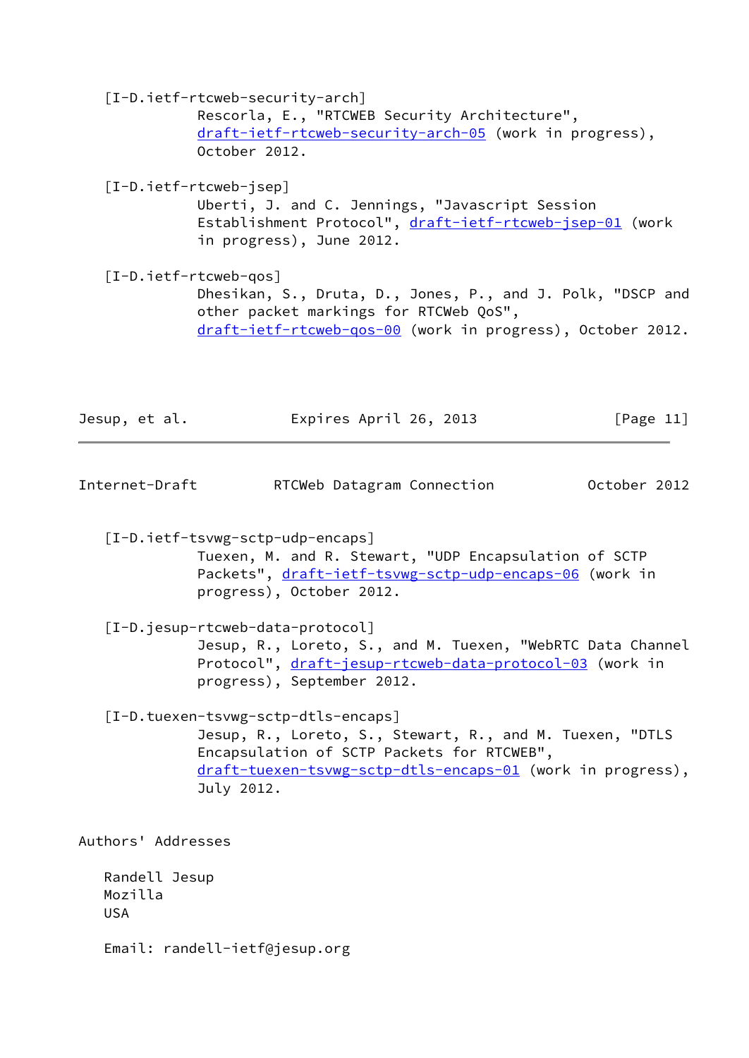[I-D.ietf-rtcweb-security-arch]
Rescorla, E., "RTCWEB Security Architecture", draft-ietf-rtcweb-security-arch-05 (work in progress), October 2012.

[I-D.ietf-rtcweb-jsep]
Uberti, J. and C. Jennings, "Javascript Session Establishment Protocol", draft-ietf-rtcweb-jsep-01 (work in progress), June 2012.

[I-D.ietf-rtcweb-qos]
Dhesikan, S., Druta, D., Jones, P., and J. Polk, "DSCP and other packet markings for RTCWeb QoS", draft-ietf-rtcweb-qos-00 (work in progress), October 2012.

[I-D.ietf-tsvwg-sctp-udp-encaps]
Tuexen, M. and R. Stewart, "UDP Encapsulation of SCTP Packets", draft-ietf-tsvwg-sctp-udp-encaps-06 (work in progress), October 2012.

[I-D.jesup-rtcweb-data-protocol]
Jesup, R., Loreto, S., and M. Tuexen, "WebRTC Data Channel Protocol", draft-jesup-rtcweb-data-protocol-03 (work in progress), September 2012.

[I-D.tuexen-tsvwg-sctp-dtls-encaps]
Jesup, R., Loreto, S., Stewart, R., and M. Tuexen, "DTLS Encapsulation of SCTP Packets for RTCWEB", draft-tuexen-tsvwg-sctp-dtls-encaps-01 (work in progress), July 2012.

## Authors' Addresses

Randell Jesup
Mozilla
USA

Email: randell-ietf@jesup.org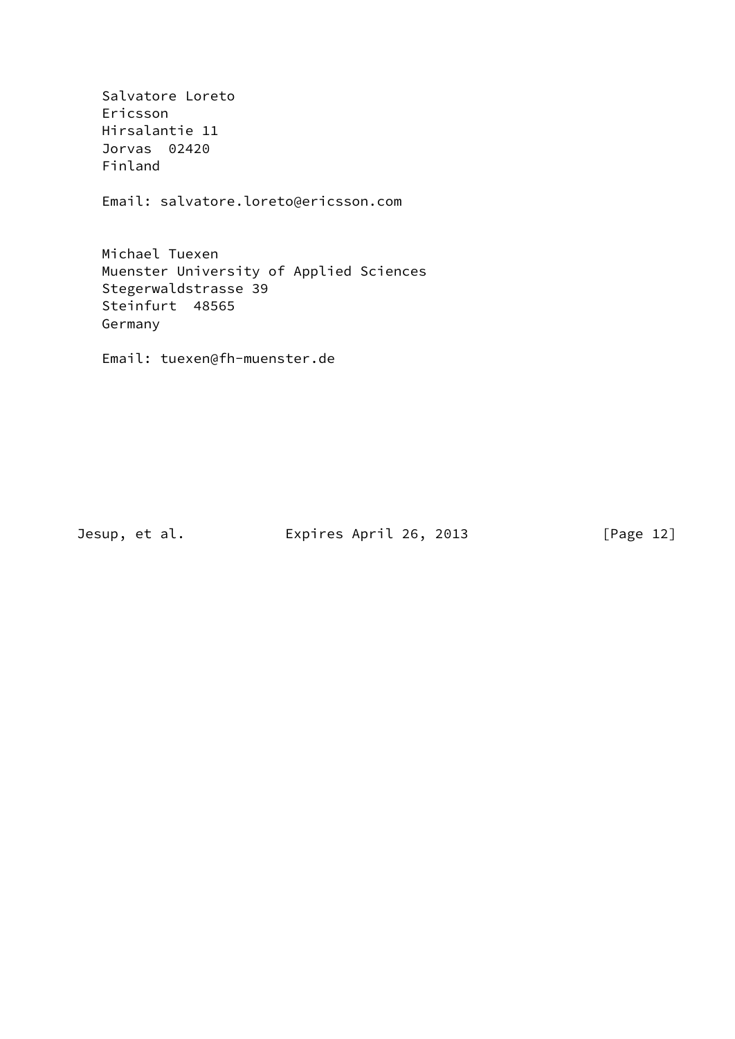Salvatore Loreto
Ericsson
Hirsalantie 11
Jorvas  02420
Finland

Email: salvatore.loreto@ericsson.com

Michael Tuexen
Muenster University of Applied Sciences
Stegerwaldstrasse 39
Steinfurt  48565
Germany

Email: tuexen@fh-muenster.de